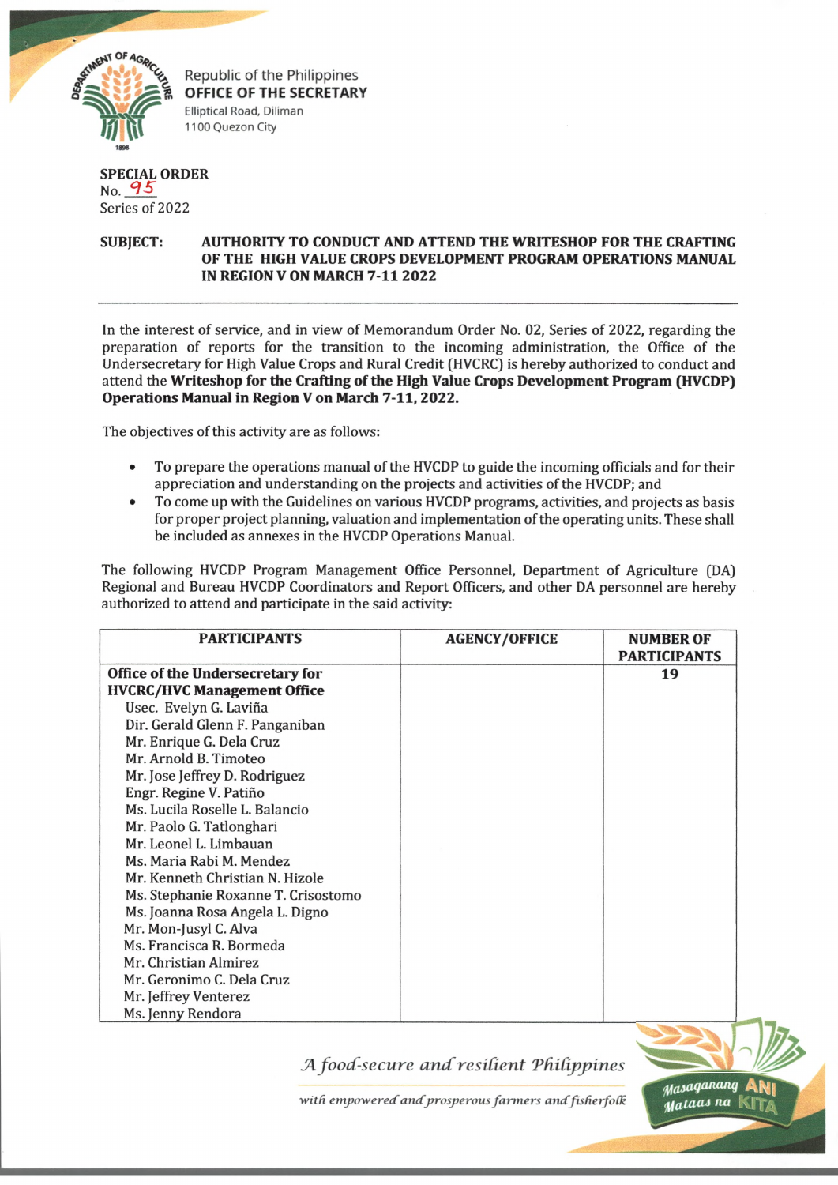Republic of the Philippines
**OFFICE OF THE SECRETARY**
Elliptical Road, Diliman
1100 Quezon City

**SPECIAL ORDER**
No. 95
Series of 2022

**SUBJECT: AUTHORITY TO CONDUCT AND ATTEND THE WRITESHOP FOR THE CRAFTING OF THE HIGH VALUE CROPS DEVELOPMENT PROGRAM OPERATIONS MANUAL IN REGION V ON MARCH 7-11 2022**

In the interest of service, and in view of Memorandum Order No. 02, Series of 2022, regarding the preparation of reports for the transition to the incoming administration, the Office of the Undersecretary for High Value Crops and Rural Credit (HVCRC) is hereby authorized to conduct and attend the **Writeshop for the Crafting of the High Value Crops Development Program (HVCDP) Operations Manual in Region V on March 7-11, 2022.**

The objectives of this activity are as follows:

- To prepare the operations manual of the HVCDP to guide the incoming officials and for their appreciation and understanding on the projects and activities of the HVCDP; and
- To come up with the Guidelines on various HVCDP programs, activities, and projects as basis for proper project planning, valuation and implementation of the operating units. These shall be included as annexes in the HVCDP Operations Manual.

The following HVCDP Program Management Office Personnel, Department of Agriculture (DA) Regional and Bureau HVCDP Coordinators and Report Officers, and other DA personnel are hereby authorized to attend and participate in the said activity:

| PARTICIPANTS | AGENCY/OFFICE | NUMBER OF PARTICIPANTS |
|---|---|---|
| **Office of the Undersecretary for HVCRC/HVC Management Office**<br>Usec. Evelyn G. Laviña<br>Dir. Gerald Glenn F. Panganiban<br>Mr. Enrique G. Dela Cruz<br>Mr. Arnold B. Timoteo<br>Mr. Jose Jeffrey D. Rodriguez<br>Engr. Regine V. Patiño<br>Ms. Lucila Roselle L. Balancio<br>Mr. Paolo G. Tatlonghari<br>Mr. Leonel L. Limbauan<br>Ms. Maria Rabi M. Mendez<br>Mr. Kenneth Christian N. Hizole<br>Ms. Stephanie Roxanne T. Crisostomo<br>Ms. Joanna Rosa Angela L. Digno<br>Mr. Mon-Jusyl C. Alva<br>Ms. Francisca R. Bormeda<br>Mr. Christian Almirez<br>Mr. Geronimo C. Dela Cruz<br>Mr. Jeffrey Venterez<br>Ms. Jenny Rendora | | **19** |

*A food-secure and resilient Philippines with empowered and prosperous farmers and fisherfolk*

Masaganang ANI Mataas na KITA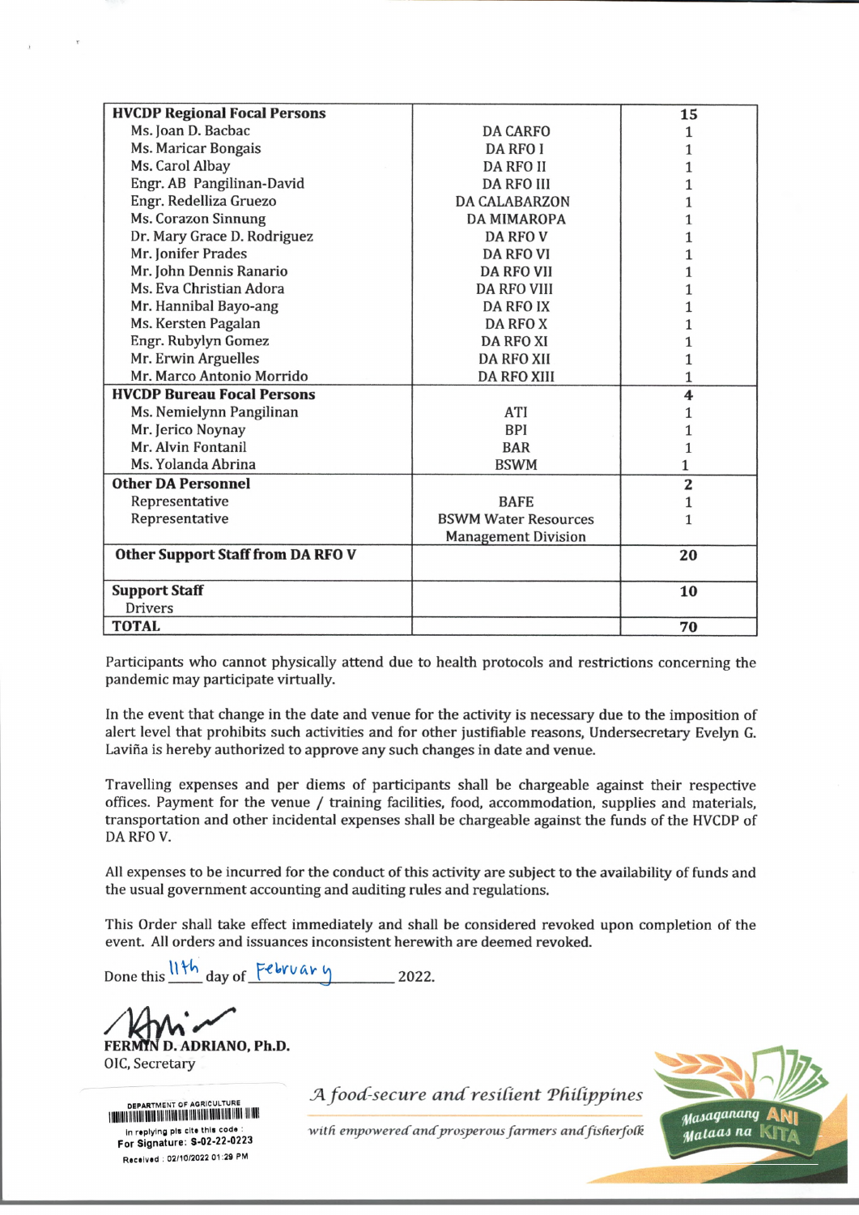| | | |
|---|---|---|
| **HVCDP Regional Focal Persons** | | **15** |
| Ms. Joan D. Bacbac | DA CARFO | 1 |
| Ms. Maricar Bongais | DA RFO I | 1 |
| Ms. Carol Albay | DA RFO II | 1 |
| Engr. AB Pangilinan-David | DA RFO III | 1 |
| Engr. Redelliza Gruezo | DA CALABARZON | 1 |
| Ms. Corazon Sinnung | DA MIMAROPA | 1 |
| Dr. Mary Grace D. Rodriguez | DA RFO V | 1 |
| Mr. Jonifer Prades | DA RFO VI | 1 |
| Mr. John Dennis Ranario | DA RFO VII | 1 |
| Ms. Eva Christian Adora | DA RFO VIII | 1 |
| Mr. Hannibal Bayo-ang | DA RFO IX | 1 |
| Ms. Kersten Pagalan | DA RFO X | 1 |
| Engr. Rubylyn Gomez | DA RFO XI | 1 |
| Mr. Erwin Arguelles | DA RFO XII | 1 |
| Mr. Marco Antonio Morrido | DA RFO XIII | 1 |
| **HVCDP Bureau Focal Persons** | | **4** |
| Ms. Nemielynn Pangilinan | ATI | 1 |
| Mr. Jerico Noynay | BPI | 1 |
| Mr. Alvin Fontanil | BAR | 1 |
| Ms. Yolanda Abrina | BSWM | 1 |
| **Other DA Personnel** | | **2** |
| Representative | BAFE | 1 |
| Representative | BSWM Water Resources Management Division | 1 |
| **Other Support Staff from DA RFO V** | | **20** |
| **Support Staff** Drivers | | **10** |
| **TOTAL** | | **70** |

Participants who cannot physically attend due to health protocols and restrictions concerning the pandemic may participate virtually.

In the event that change in the date and venue for the activity is necessary due to the imposition of alert level that prohibits such activities and for other justifiable reasons, Undersecretary Evelyn G. Laviña is hereby authorized to approve any such changes in date and venue.

Travelling expenses and per diems of participants shall be chargeable against their respective offices. Payment for the venue / training facilities, food, accommodation, supplies and materials, transportation and other incidental expenses shall be chargeable against the funds of the HVCDP of DA RFO V.

All expenses to be incurred for the conduct of this activity are subject to the availability of funds and the usual government accounting and auditing rules and regulations.

This Order shall take effect immediately and shall be considered revoked upon completion of the event. All orders and issuances inconsistent herewith are deemed revoked.

Done this 11th day of February 2022.

**FERMIN D. ADRIANO, Ph.D.**
OIC, Secretary

DEPARTMENT OF AGRICULTURE
In replying pls cite this code :
For Signature: S-02-22-0223
Received : 02/10/2022 01:29 PM

*A food-secure and resilient Philippines with empowered and prosperous farmers and fisherfolk*

Masaganang ANI Mataas na KITA